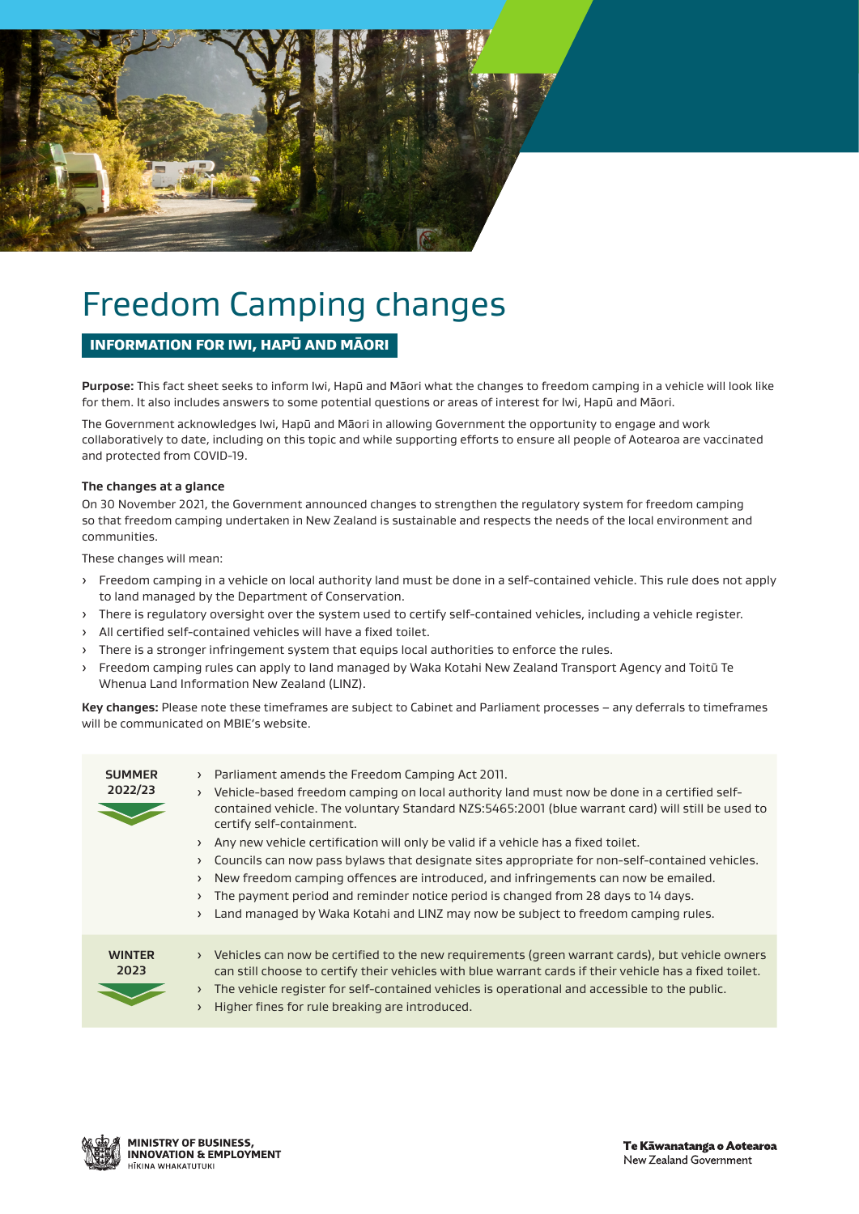# Freedom Camping changes

## INFORMATION FOR IWI, HAPŪ AND MĀORI

**Purpose:** This fact sheet seeks to inform Iwi, Hapū and Māori what the changes to freedom camping in a vehicle will look like for them. It also includes answers to some potential questions or areas of interest for Iwi, Hapū and Māori.

The Government acknowledges Iwi, Hapū and Māori in allowing Government the opportunity to engage and work collaboratively to date, including on this topic and while supporting efforts to ensure all people of Aotearoa are vaccinated and protected from COVID-19.

### The changes at a glance

On 30 November 2021, the Government announced changes to strengthen the regulatory system for freedom camping so that freedom camping undertaken in New Zealand is sustainable and respects the needs of the local environment and communities.

These changes will mean:

- Freedom camping in a vehicle on local authority land must be done in a self-contained vehicle. This rule does not apply to land managed by the Department of Conservation.
- There is regulatory oversight over the system used to certify self-contained vehicles, including a vehicle register.
- All certified self-contained vehicles will have a fixed toilet.
- There is a stronger infringement system that equips local authorities to enforce the rules.
- Freedom camping rules can apply to land managed by Waka Kotahi New Zealand Transport Agency and Toitū Te Whenua Land Information New Zealand (LINZ).

**Key changes:** Please note these timeframes are subject to Cabinet and Parliament processes – any deferrals to timeframes will be communicated on MBIE's website.

**SUMMER 2022/23**

- Parliament amends the Freedom Camping Act 2011.
- Vehicle-based freedom camping on local authority land must now be done in a certified self-contained vehicle. The voluntary Standard NZS:5465:2001 (blue warrant card) will still be used to certify self-containment.
- Any new vehicle certification will only be valid if a vehicle has a fixed toilet.
- Councils can now pass bylaws that designate sites appropriate for non-self-contained vehicles.
- New freedom camping offences are introduced, and infringements can now be emailed.
- The payment period and reminder notice period is changed from 28 days to 14 days.
- Land managed by Waka Kotahi and LINZ may now be subject to freedom camping rules.

**WINTER 2023**

- Vehicles can now be certified to the new requirements (green warrant cards), but vehicle owners can still choose to certify their vehicles with blue warrant cards if their vehicle has a fixed toilet.
- The vehicle register for self-contained vehicles is operational and accessible to the public.
- Higher fines for rule breaking are introduced.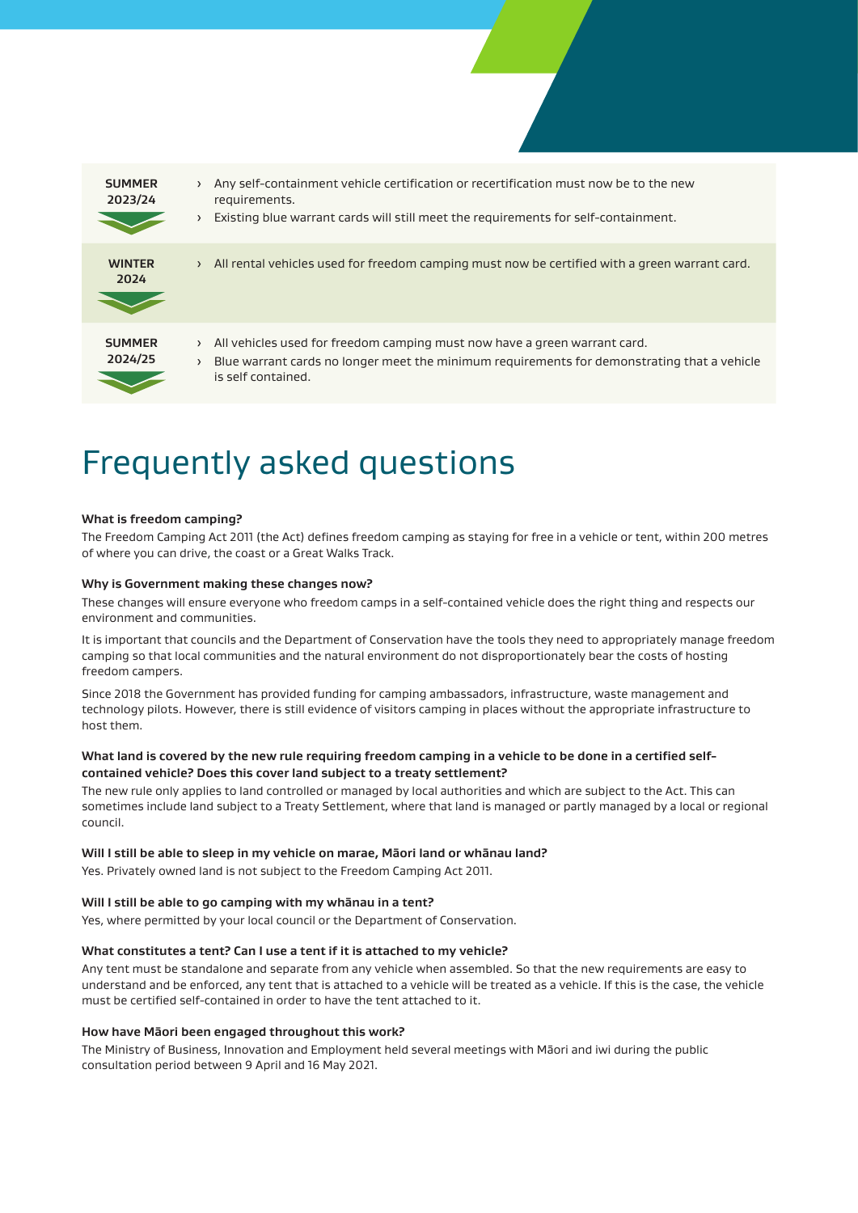| | |
|---|---|
| **SUMMER 2023/24** | › Any self-containment vehicle certification or recertification must now be to the new requirements.<br>› Existing blue warrant cards will still meet the requirements for self-containment. |
| **WINTER 2024** | › All rental vehicles used for freedom camping must now be certified with a green warrant card. |
| **SUMMER 2024/25** | › All vehicles used for freedom camping must now have a green warrant card.<br>› Blue warrant cards no longer meet the minimum requirements for demonstrating that a vehicle is self contained. |

# Frequently asked questions

**What is freedom camping?**

The Freedom Camping Act 2011 (the Act) defines freedom camping as staying for free in a vehicle or tent, within 200 metres of where you can drive, the coast or a Great Walks Track.

**Why is Government making these changes now?**

These changes will ensure everyone who freedom camps in a self-contained vehicle does the right thing and respects our environment and communities.

It is important that councils and the Department of Conservation have the tools they need to appropriately manage freedom camping so that local communities and the natural environment do not disproportionately bear the costs of hosting freedom campers.

Since 2018 the Government has provided funding for camping ambassadors, infrastructure, waste management and technology pilots. However, there is still evidence of visitors camping in places without the appropriate infrastructure to host them.

**What land is covered by the new rule requiring freedom camping in a vehicle to be done in a certified self-contained vehicle? Does this cover land subject to a treaty settlement?**

The new rule only applies to land controlled or managed by local authorities and which are subject to the Act. This can sometimes include land subject to a Treaty Settlement, where that land is managed or partly managed by a local or regional council.

**Will I still be able to sleep in my vehicle on marae, Māori land or whānau land?**

Yes. Privately owned land is not subject to the Freedom Camping Act 2011.

**Will I still be able to go camping with my whānau in a tent?**

Yes, where permitted by your local council or the Department of Conservation.

**What constitutes a tent? Can I use a tent if it is attached to my vehicle?**

Any tent must be standalone and separate from any vehicle when assembled. So that the new requirements are easy to understand and be enforced, any tent that is attached to a vehicle will be treated as a vehicle. If this is the case, the vehicle must be certified self-contained in order to have the tent attached to it.

**How have Māori been engaged throughout this work?**

The Ministry of Business, Innovation and Employment held several meetings with Māori and iwi during the public consultation period between 9 April and 16 May 2021.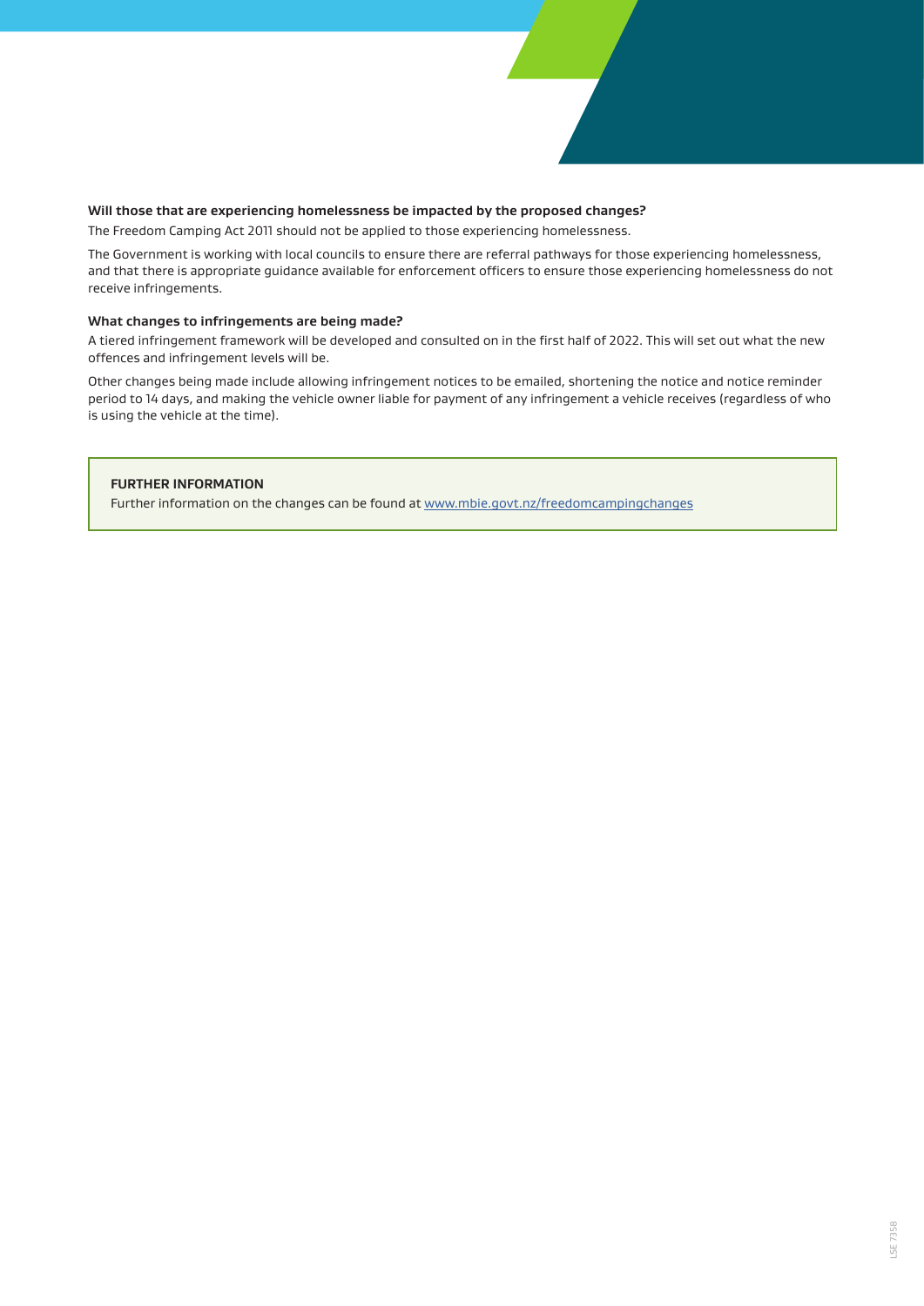**Will those that are experiencing homelessness be impacted by the proposed changes?**

The Freedom Camping Act 2011 should not be applied to those experiencing homelessness.

The Government is working with local councils to ensure there are referral pathways for those experiencing homelessness, and that there is appropriate guidance available for enforcement officers to ensure those experiencing homelessness do not receive infringements.

**What changes to infringements are being made?**

A tiered infringement framework will be developed and consulted on in the first half of 2022. This will set out what the new offences and infringement levels will be.

Other changes being made include allowing infringement notices to be emailed, shortening the notice and notice reminder period to 14 days, and making the vehicle owner liable for payment of any infringement a vehicle receives (regardless of who is using the vehicle at the time).

**FURTHER INFORMATION**

Further information on the changes can be found at www.mbie.govt.nz/freedomcampingchanges

LSE 7358